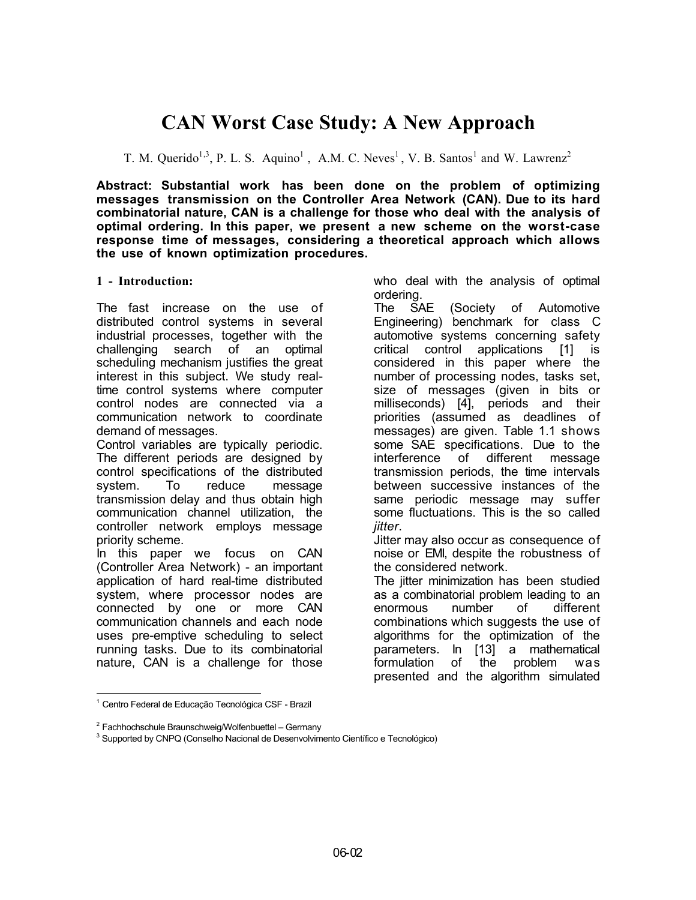# CAN Worst Case Study: A New Approach

T. M. Querido[1,3], P. L. S. Aquino[1], A.M. C. Neves[1], V. B. Santos[1] and W. Lawrenz[2]

**Abstract: Substantial work has been done on the problem of optimizing messages transmission on the Controller Area Network (CAN). Due to its hard combinatorial nature, CAN is a challenge for those who deal with the analysis of optimal ordering. In this paper, we present a new scheme on the worst-case response time of messages, considering a theoretical approach which allows the use of known optimization procedures.**

## 1 - Introduction:

The fast increase on the use of distributed control systems in several industrial processes, together with the challenging search of an optimal scheduling mechanism justifies the great interest in this subject. We study real-time control systems where computer control nodes are connected via a communication network to coordinate demand of messages.

Control variables are typically periodic. The different periods are designed by control specifications of the distributed system. To reduce message transmission delay and thus obtain high communication channel utilization, the controller network employs message priority scheme.

In this paper we focus on CAN (Controller Area Network) - an important application of hard real-time distributed system, where processor nodes are connected by one or more CAN communication channels and each node uses pre-emptive scheduling to select running tasks. Due to its combinatorial nature, CAN is a challenge for those who deal with the analysis of optimal ordering.

The SAE (Society of Automotive Engineering) benchmark for class C automotive systems concerning safety critical control applications [1] is considered in this paper where the number of processing nodes, tasks set, size of messages (given in bits or milliseconds) [4], periods and their priorities (assumed as deadlines of messages) are given. Table 1.1 shows some SAE specifications. Due to the interference of different message transmission periods, the time intervals between successive instances of the same periodic message may suffer some fluctuations. This is the so called *jitter*.

Jitter may also occur as consequence of noise or EMI, despite the robustness of the considered network.

The jitter minimization has been studied as a combinatorial problem leading to an enormous number of different combinations which suggests the use of algorithms for the optimization of the parameters. In [13] a mathematical formulation of the problem was presented and the algorithm simulated

[1] Centro Federal de Educação Tecnológica CSF - Brazil

[2] Fachhochschule Braunschweig/Wolfenbuettel – Germany

[3] Supported by CNPQ (Conselho Nacional de Desenvolvimento Científico e Tecnológico)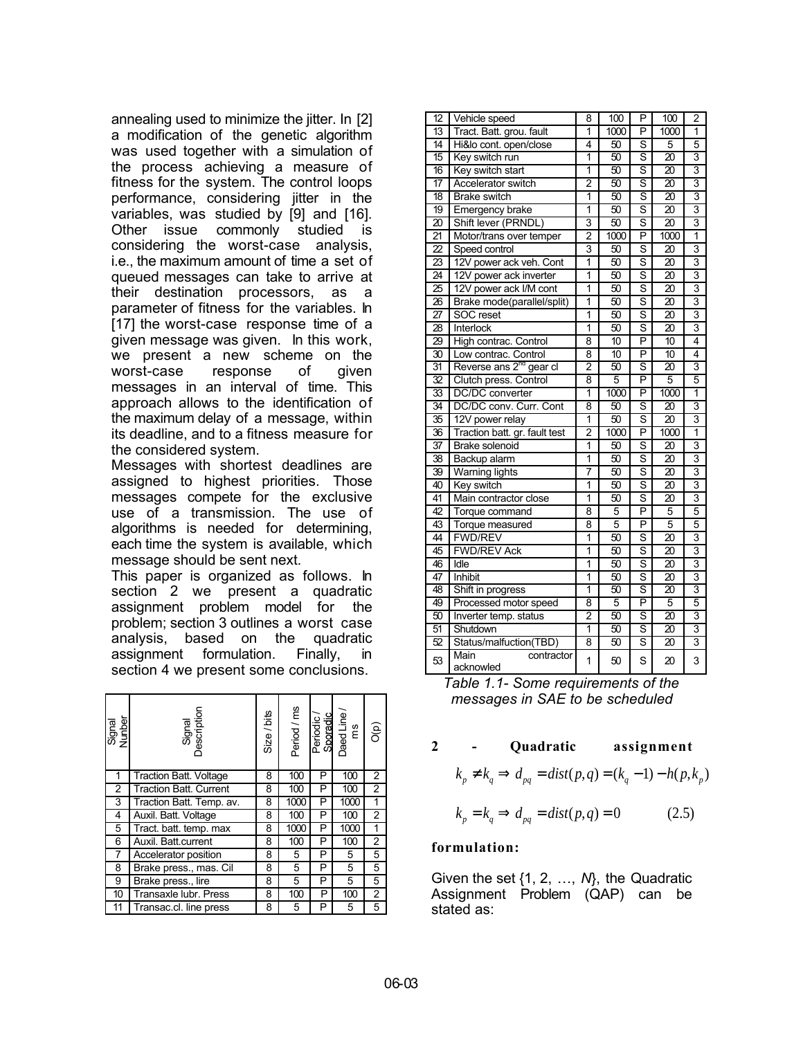annealing used to minimize the jitter. In [2] a modification of the genetic algorithm was used together with a simulation of the process achieving a measure of fitness for the system. The control loops performance, considering jitter in the variables, was studied by [9] and [16]. Other issue commonly studied is considering the worst-case analysis, i.e., the maximum amount of time a set of queued messages can take to arrive at their destination processors, as a parameter of fitness for the variables. In [17] the worst-case response time of a given message was given. In this work, we present a new scheme on the worst-case response of given messages in an interval of time. This approach allows to the identification of the maximum delay of a message, within its deadline, and to a fitness measure for the considered system.

Messages with shortest deadlines are assigned to highest priorities. Those messages compete for the exclusive use of a transmission. The use of algorithms is needed for determining, each time the system is available, which message should be sent next.

This paper is organized as follows. In section 2 we present a quadratic assignment problem model for the problem; section 3 outlines a worst case analysis, based on the quadratic assignment formulation. Finally, in section 4 we present some conclusions.

| Signal Nunber | Signal Description | Size / bits | Period / ms | Periodic / Sporadic | Daed Line / ms | O(p) |
|---|---|---|---|---|---|---|
| 1 | Traction Batt. Voltage | 8 | 100 | P | 100 | 2 |
| 2 | Traction Batt. Current | 8 | 100 | P | 100 | 2 |
| 3 | Traction Batt. Temp. av. | 8 | 1000 | P | 1000 | 1 |
| 4 | Auxil. Batt. Voltage | 8 | 100 | P | 100 | 2 |
| 5 | Tract. batt. temp. max | 8 | 1000 | P | 1000 | 1 |
| 6 | Auxil. Batt.current | 8 | 100 | P | 100 | 2 |
| 7 | Accelerator position | 8 | 5 | P | 5 | 5 |
| 8 | Brake press., mas. Cil | 8 | 5 | P | 5 | 5 |
| 9 | Brake press., lire | 8 | 5 | P | 5 | 5 |
| 10 | Transaxle lubr. Press | 8 | 100 | P | 100 | 2 |
| 11 | Transac.cl. line press | 8 | 5 | P | 5 | 5 |
| 12 | Vehicle speed | 8 | 100 | P | 100 | 2 |
| 13 | Tract. Batt. grou. fault | 1 | 1000 | P | 1000 | 1 |
| 14 | Hi&lo cont. open/close | 4 | 50 | S | 5 | 5 |
| 15 | Key switch run | 1 | 50 | S | 20 | 3 |
| 16 | Key switch start | 1 | 50 | S | 20 | 3 |
| 17 | Accelerator switch | 2 | 50 | S | 20 | 3 |
| 18 | Brake switch | 1 | 50 | S | 20 | 3 |
| 19 | Emergency brake | 1 | 50 | S | 20 | 3 |
| 20 | Shift lever (PRNDL) | 3 | 50 | S | 20 | 3 |
| 21 | Motor/trans over temper | 2 | 1000 | P | 1000 | 1 |
| 22 | Speed control | 3 | 50 | S | 20 | 3 |
| 23 | 12V power ack veh. Cont | 1 | 50 | S | 20 | 3 |
| 24 | 12V power ack inverter | 1 | 50 | S | 20 | 3 |
| 25 | 12V power ack I/M cont | 1 | 50 | S | 20 | 3 |
| 26 | Brake mode(parallel/split) | 1 | 50 | S | 20 | 3 |
| 27 | SOC reset | 1 | 50 | S | 20 | 3 |
| 28 | Interlock | 1 | 50 | S | 20 | 3 |
| 29 | High contrac. Control | 8 | 10 | P | 10 | 4 |
| 30 | Low contrac. Control | 8 | 10 | P | 10 | 4 |
| 31 | Reverse ans 2nd gear cl | 2 | 50 | S | 20 | 3 |
| 32 | Clutch press. Control | 8 | 5 | P | 5 | 5 |
| 33 | DC/DC converter | 1 | 1000 | P | 1000 | 1 |
| 34 | DC/DC conv. Curr. Cont | 8 | 50 | S | 20 | 3 |
| 35 | 12V power relay | 1 | 50 | S | 20 | 3 |
| 36 | Traction batt. gr. fault test | 2 | 1000 | P | 1000 | 1 |
| 37 | Brake solenoid | 1 | 50 | S | 20 | 3 |
| 38 | Backup alarm | 1 | 50 | S | 20 | 3 |
| 39 | Warning lights | 7 | 50 | S | 20 | 3 |
| 40 | Key switch | 1 | 50 | S | 20 | 3 |
| 41 | Main contractor close | 1 | 50 | S | 20 | 3 |
| 42 | Torque command | 8 | 5 | P | 5 | 5 |
| 43 | Torque measured | 8 | 5 | P | 5 | 5 |
| 44 | FWD/REV | 1 | 50 | S | 20 | 3 |
| 45 | FWD/REV Ack | 1 | 50 | S | 20 | 3 |
| 46 | Idle | 1 | 50 | S | 20 | 3 |
| 47 | Inhibit | 1 | 50 | S | 20 | 3 |
| 48 | Shift in progress | 1 | 50 | S | 20 | 3 |
| 49 | Processed motor speed | 8 | 5 | P | 5 | 5 |
| 50 | Inverter temp. status | 2 | 50 | S | 20 | 3 |
| 51 | Shutdown | 1 | 50 | S | 20 | 3 |
| 52 | Status/malfuction(TBD) | 8 | 50 | S | 20 | 3 |
| 53 | Main contractor acknowled | 1 | 50 | S | 20 | 3 |

*Table 1.1- Some requirements of the messages in SAE to be scheduled*

$$k_p \neq k_q \Rightarrow d_{pq} = dist(p,q) = (k_q - 1) - h(p, k_p)$$

$$k_p = k_q \Rightarrow d_{pq} = dist(p,q) = 0 \qquad (2.5)$$

## 2 - Quadratic assignment formulation:

Given the set {1, 2, …, *N*}, the Quadratic Assignment Problem (QAP) can be stated as: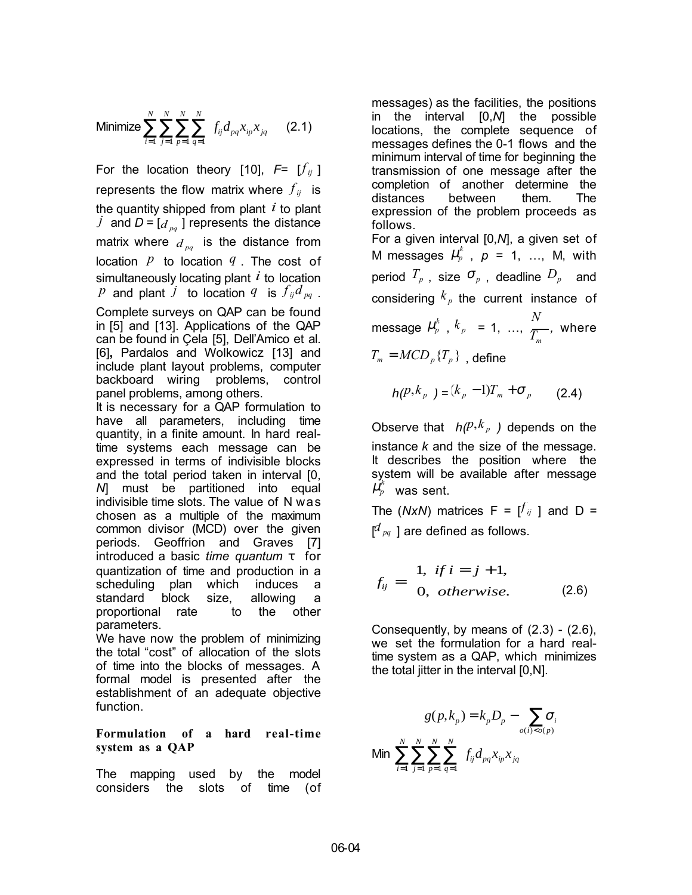$$\text{Minimize} \sum_{i=1}^{N}\sum_{j=1}^{N}\sum_{p=1}^{N}\sum_{q=1}^{N} f_{ij} d_{pq} x_{ip} x_{jq} \qquad (2.1)$$

For the location theory [10], $F = [f_{ij}]$ represents the flow matrix where $f_{ij}$ is the quantity shipped from plant $i$ to plant $j$ and $D = [d_{pq}]$ represents the distance matrix where $d_{pq}$ is the distance from location $p$ to location $q$. The cost of simultaneously locating plant $i$ to location $p$ and plant $j$ to location $q$ is $f_{ij} d_{pq}$.

Complete surveys on QAP can be found in [5] and [13]. Applications of the QAP can be found in Çela [5], Dell'Amico et al. [6], Pardalos and Wolkowicz [13] and include plant layout problems, computer backboard wiring problems, control panel problems, among others.

It is necessary for a QAP formulation to have all parameters, including time quantity, in a finite amount. In hard real-time systems each message can be expressed in terms of indivisible blocks and the total period taken in interval [0, *N*] must be partitioned into equal indivisible time slots. The value of N was chosen as a multiple of the maximum common divisor (MCD) over the given periods. Geoffrion and Graves [7] introduced a basic *time quantum* τ for quantization of time and production in a scheduling plan which induces a standard block size, allowing a proportional rate to the other parameters.

We have now the problem of minimizing the total "cost" of allocation of the slots of time into the blocks of messages. A formal model is presented after the establishment of an adequate objective function.

## Formulation of a hard real-time system as a QAP

The mapping used by the model considers the slots of time (of messages) as the facilities, the positions in the interval [0,*N*] the possible locations, the complete sequence of messages defines the 0-1 flows and the minimum interval of time for beginning the transmission of one message after the completion of another determine the distances between them. The expression of the problem proceeds as follows.

For a given interval [0,*N*], a given set of M messages $\mu_p^k$, $p$ = 1, …, M, with period $T_p$, size $\sigma_p$, deadline $D_p$ and considering $k_p$ the current instance of message $\mu_p^k$, $k_p$ = 1, …, $\frac{N}{T_m}$, where $T_m = MCD_p\{T_p\}$, define

$$h(p, k_p) = (k_p - 1)T_m + \sigma_p \qquad (2.4)$$

Observe that $h(p, k_p)$ depends on the instance *k* and the size of the message. It describes the position where the system will be available after message $\mu_p^k$ was sent.

The (*NxN*) matrices F = [$f_{ij}$] and D = [$d_{pq}$] are defined as follows.

$$f_{ij} = \begin{cases} 1, & if\ i = j+1, \\ 0, & otherwise. \end{cases} \qquad (2.6)$$

Consequently, by means of (2.3) - (2.6), we set the formulation for a hard real-time system as a QAP, which minimizes the total jitter in the interval [0,N].

$$g(p, k_p) = k_p D_p - \sum_{o(i) < o(p)} \sigma_i$$

$$\text{Min} \sum_{i=1}^{N}\sum_{j=1}^{N}\sum_{p=1}^{N}\sum_{q=1}^{N} f_{ij} d_{pq} x_{ip} x_{jq}$$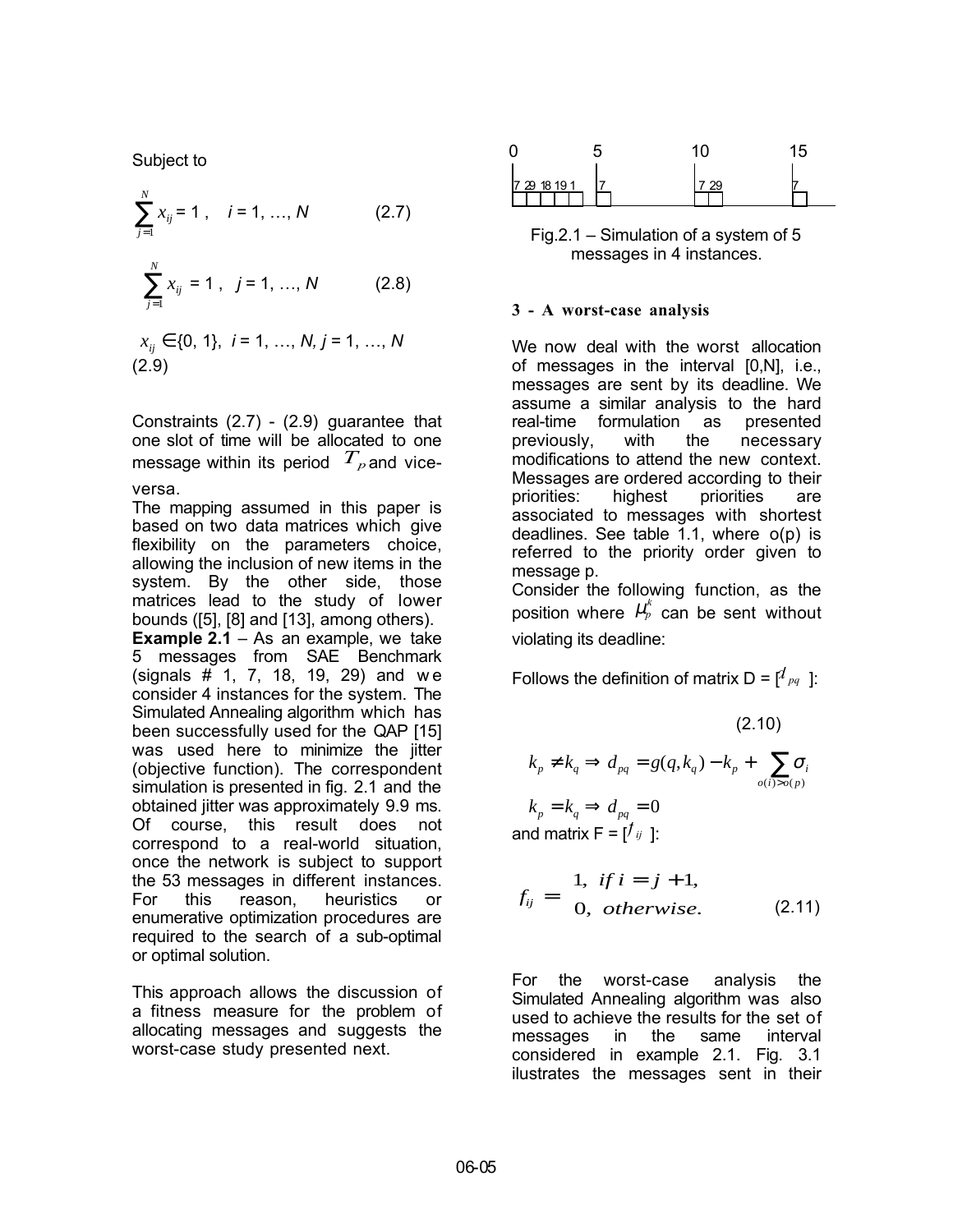Subject to

$$\sum_{j=1}^{N} x_{ij} = 1 , \quad i = 1, \ldots, N \qquad (2.7)$$

$$\sum_{j=1}^{N} x_{ij} = 1 , \quad j = 1, \ldots, N \qquad (2.8)$$

$x_{ij} \in \{0, 1\}$, $i = 1, \ldots, N, j = 1, \ldots, N$ (2.9)

Constraints (2.7) - (2.9) guarantee that one slot of time will be allocated to one message within its period $T_p$ and vice-versa.

The mapping assumed in this paper is based on two data matrices which give flexibility on the parameters choice, allowing the inclusion of new items in the system. By the other side, those matrices lead to the study of lower bounds ([5], [8] and [13], among others).

**Example 2.1** – As an example, we take 5 messages from SAE Benchmark (signals # 1, 7, 18, 19, 29) and we consider 4 instances for the system. The Simulated Annealing algorithm which has been successfully used for the QAP [15] was used here to minimize the jitter (objective function). The correspondent simulation is presented in fig. 2.1 and the obtained jitter was approximately 9.9 ms. Of course, this result does not correspond to a real-world situation, once the network is subject to support the 53 messages in different instances. For this reason, heuristics or enumerative optimization procedures are required to the search of a sub-optimal or optimal solution.

This approach allows the discussion of a fitness measure for the problem of allocating messages and suggests the worst-case study presented next.

Fig.2.1 – Simulation of a system of 5 messages in 4 instances.

### 3 - A worst-case analysis

We now deal with the worst allocation of messages in the interval [0,N], i.e., messages are sent by its deadline. We assume a similar analysis to the hard real-time formulation as presented previously, with the necessary modifications to attend the new context. Messages are ordered according to their priorities: highest priorities are associated to messages with shortest deadlines. See table 1.1, where o(p) is referred to the priority order given to message p.

Consider the following function, as the position where $\mu_p^k$ can be sent without violating its deadline:

Follows the definition of matrix D = [$d_{pq}$ ]:

$$k_p \neq k_q \Rightarrow d_{pq} = g(q,k_q) - k_p + \sum_{o(i)>o(p)} \sigma_i \qquad (2.10)$$

$$k_p = k_q \Rightarrow d_{pq} = 0$$

and matrix F = [$f_{ij}$ ]:

$$f_{ij} = \begin{cases} 1, & if\ i = j+1, \\ 0, & otherwise. \end{cases} \qquad (2.11)$$

For the worst-case analysis the Simulated Annealing algorithm was also used to achieve the results for the set of messages in the same interval considered in example 2.1. Fig. 3.1 ilustrates the messages sent in their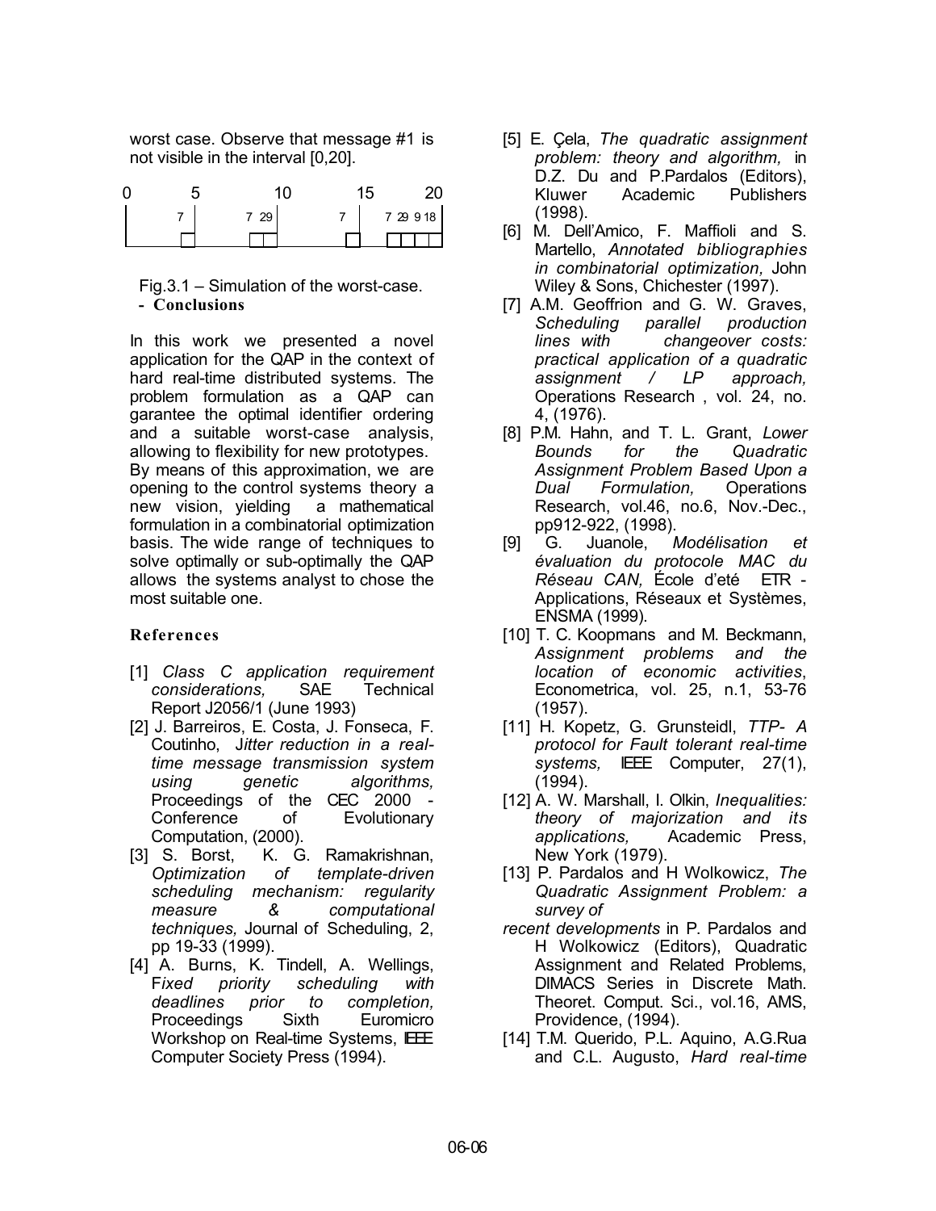worst case. Observe that message #1 is not visible in the interval [0,20].

```
0        5          10          15         20
|   7    |      7 29 |      7    |   7 29 9 18 |
```

Fig.3.1 – Simulation of the worst-case.

## - Conclusions

In this work we presented a novel application for the QAP in the context of hard real-time distributed systems. The problem formulation as a QAP can garantee the optimal identifier ordering and a suitable worst-case analysis, allowing to flexibility for new prototypes. By means of this approximation, we are opening to the control systems theory a new vision, yielding a mathematical formulation in a combinatorial optimization basis. The wide range of techniques to solve optimally or sub-optimally the QAP allows the systems analyst to chose the most suitable one.

## References

[1] *Class C application requirement considerations,* SAE Technical Report J2056/1 (June 1993)

[2] J. Barreiros, E. Costa, J. Fonseca, F. Coutinho, J*itter reduction in a real-time message transmission system using genetic algorithms,* Proceedings of the CEC 2000 - Conference of Evolutionary Computation, (2000).

[3] S. Borst, K. G. Ramakrishnan, *Optimization of template-driven scheduling mechanism: regularity measure & computational techniques,* Journal of Scheduling, 2, pp 19-33 (1999).

[4] A. Burns, K. Tindell, A. Wellings, F*ixed priority scheduling with deadlines prior to completion,* Proceedings Sixth Euromicro Workshop on Real-time Systems, IEEE Computer Society Press (1994).

[5] E. Çela, *The quadratic assignment problem: theory and algorithm,* in D.Z. Du and P.Pardalos (Editors), Kluwer Academic Publishers (1998).

[6] M. Dell'Amico, F. Maffioli and S. Martello, *Annotated bibliographies in combinatorial optimization,* John Wiley & Sons, Chichester (1997).

[7] A.M. Geoffrion and G. W. Graves, *Scheduling parallel production lines with changeover costs: practical application of a quadratic assignment / LP approach,* Operations Research , vol. 24, no. 4, (1976).

[8] P.M. Hahn, and T. L. Grant, *Lower Bounds for the Quadratic Assignment Problem Based Upon a Dual Formulation,* Operations Research, vol.46, no.6, Nov.-Dec., pp912-922, (1998).

[9] G. Juanole, *Modélisation et évaluation du protocole MAC du Réseau CAN,* École d'eté ETR - Applications, Réseaux et Systèmes, ENSMA (1999).

[10] T. C. Koopmans and M. Beckmann, *Assignment problems and the location of economic activities*, Econometrica, vol. 25, n.1, 53-76 (1957).

[11] H. Kopetz, G. Grunsteidl, *TTP- A protocol for Fault tolerant real-time systems,* IEEE Computer, 27(1), (1994).

[12] A. W. Marshall, I. Olkin, *Inequalities: theory of majorization and its applications,* Academic Press, New York (1979).

[13] P. Pardalos and H Wolkowicz, *The Quadratic Assignment Problem: a survey of recent developments* in P. Pardalos and H Wolkowicz (Editors), Quadratic Assignment and Related Problems, DIMACS Series in Discrete Math. Theoret. Comput. Sci., vol.16, AMS, Providence, (1994).

[14] T.M. Querido, P.L. Aquino, A.G.Rua and C.L. Augusto, *Hard real-time*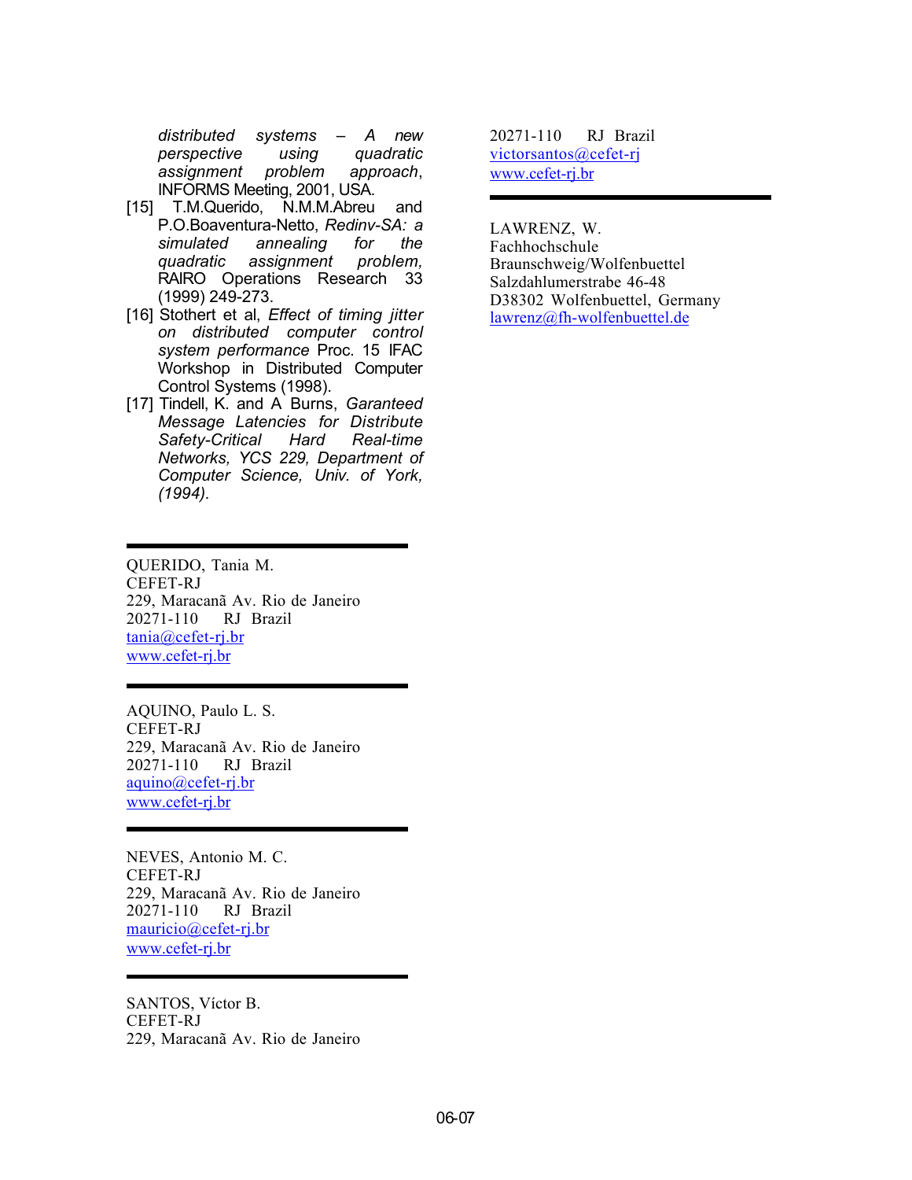*distributed systems – A new perspective using quadratic assignment problem approach*, INFORMS Meeting, 2001, USA.

[15] T.M.Querido, N.M.M.Abreu and P.O.Boaventura-Netto, *Redinv-SA: a simulated annealing for the quadratic assignment problem,* RAIRO Operations Research 33 (1999) 249-273.

[16] Stothert et al, *Effect of timing jitter on distributed computer control system performance* Proc. 15 IFAC Workshop in Distributed Computer Control Systems (1998).

[17] Tindell, K. and A Burns, *Garanteed Message Latencies for Distribute Safety-Critical Hard Real-time Networks, YCS 229, Department of Computer Science, Univ. of York, (1994).*

---

QUERIDO, Tania M.
CEFET-RJ
229, Maracanã Av. Rio de Janeiro
20271-110 RJ Brazil
tania@cefet-rj.br
www.cefet-rj.br

---

AQUINO, Paulo L. S.
CEFET-RJ
229, Maracanã Av. Rio de Janeiro
20271-110 RJ Brazil
aquino@cefet-rj.br
www.cefet-rj.br

---

NEVES, Antonio M. C.
CEFET-RJ
229, Maracanã Av. Rio de Janeiro
20271-110 RJ Brazil
mauricio@cefet-rj.br
www.cefet-rj.br

---

SANTOS, Víctor B.
CEFET-RJ
229, Maracanã Av. Rio de Janeiro
20271-110 RJ Brazil
victorsantos@cefet-rj
www.cefet-rj.br

---

LAWRENZ, W.
Fachhochschule
Braunschweig/Wolfenbuettel
Salzdahlumerstrabe 46-48
D38302 Wolfenbuettel, Germany
lawrenz@fh-wolfenbuettel.de